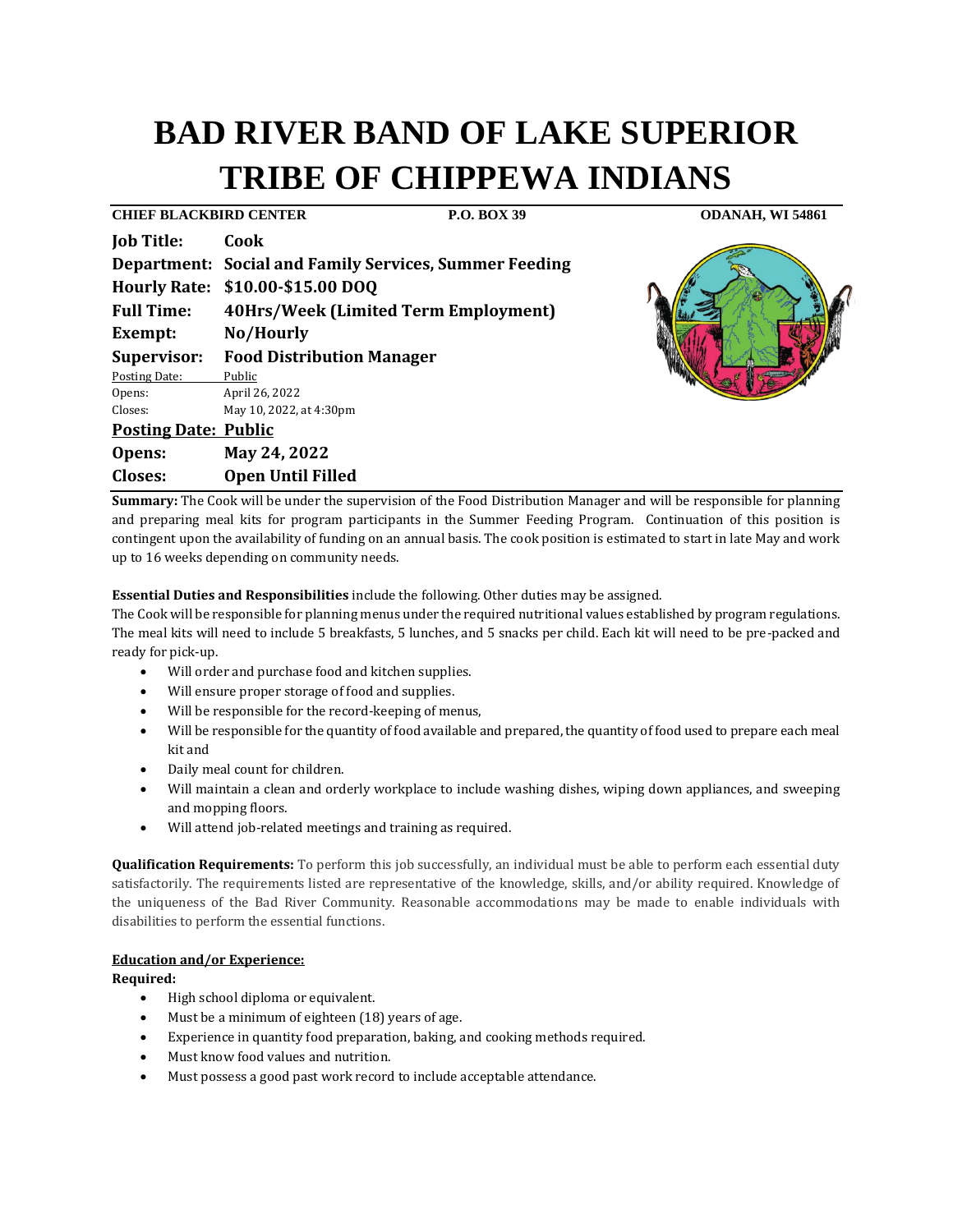# BAD RIVER BAND OF LAKE SUPERIOR TRIBE OF CHIPPEWA INDIANS

**CHIEF BLACKBIRD CENTER** **P.O. BOX 39** **ODANAH, WI 54861**

**Job Title:** **Cook**
**Department:** **Social and Family Services, Summer Feeding**
**Hourly Rate:** **$10.00-$15.00 DOQ**
**Full Time:** **40Hrs/Week (Limited Term Employment)**
**Exempt:** **No/Hourly**
**Supervisor:** **Food Distribution Manager**
Posting Date: Public
Opens: April 26, 2022
Closes: May 10, 2022, at 4:30pm
**Posting Date: Public**
**Opens:** **May 24, 2022**
**Closes:** **Open Until Filled**

**Summary:** The Cook will be under the supervision of the Food Distribution Manager and will be responsible for planning and preparing meal kits for program participants in the Summer Feeding Program. Continuation of this position is contingent upon the availability of funding on an annual basis. The cook position is estimated to start in late May and work up to 16 weeks depending on community needs.

**Essential Duties and Responsibilities** include the following. Other duties may be assigned.

The Cook will be responsible for planning menus under the required nutritional values established by program regulations. The meal kits will need to include 5 breakfasts, 5 lunches, and 5 snacks per child. Each kit will need to be pre-packed and ready for pick-up.

- Will order and purchase food and kitchen supplies.
- Will ensure proper storage of food and supplies.
- Will be responsible for the record-keeping of menus,
- Will be responsible for the quantity of food available and prepared, the quantity of food used to prepare each meal kit and
- Daily meal count for children.
- Will maintain a clean and orderly workplace to include washing dishes, wiping down appliances, and sweeping and mopping floors.
- Will attend job-related meetings and training as required.

**Qualification Requirements:** To perform this job successfully, an individual must be able to perform each essential duty satisfactorily. The requirements listed are representative of the knowledge, skills, and/or ability required. Knowledge of the uniqueness of the Bad River Community. Reasonable accommodations may be made to enable individuals with disabilities to perform the essential functions.

**Education and/or Experience:**

**Required:**

- High school diploma or equivalent.
- Must be a minimum of eighteen (18) years of age.
- Experience in quantity food preparation, baking, and cooking methods required.
- Must know food values and nutrition.
- Must possess a good past work record to include acceptable attendance.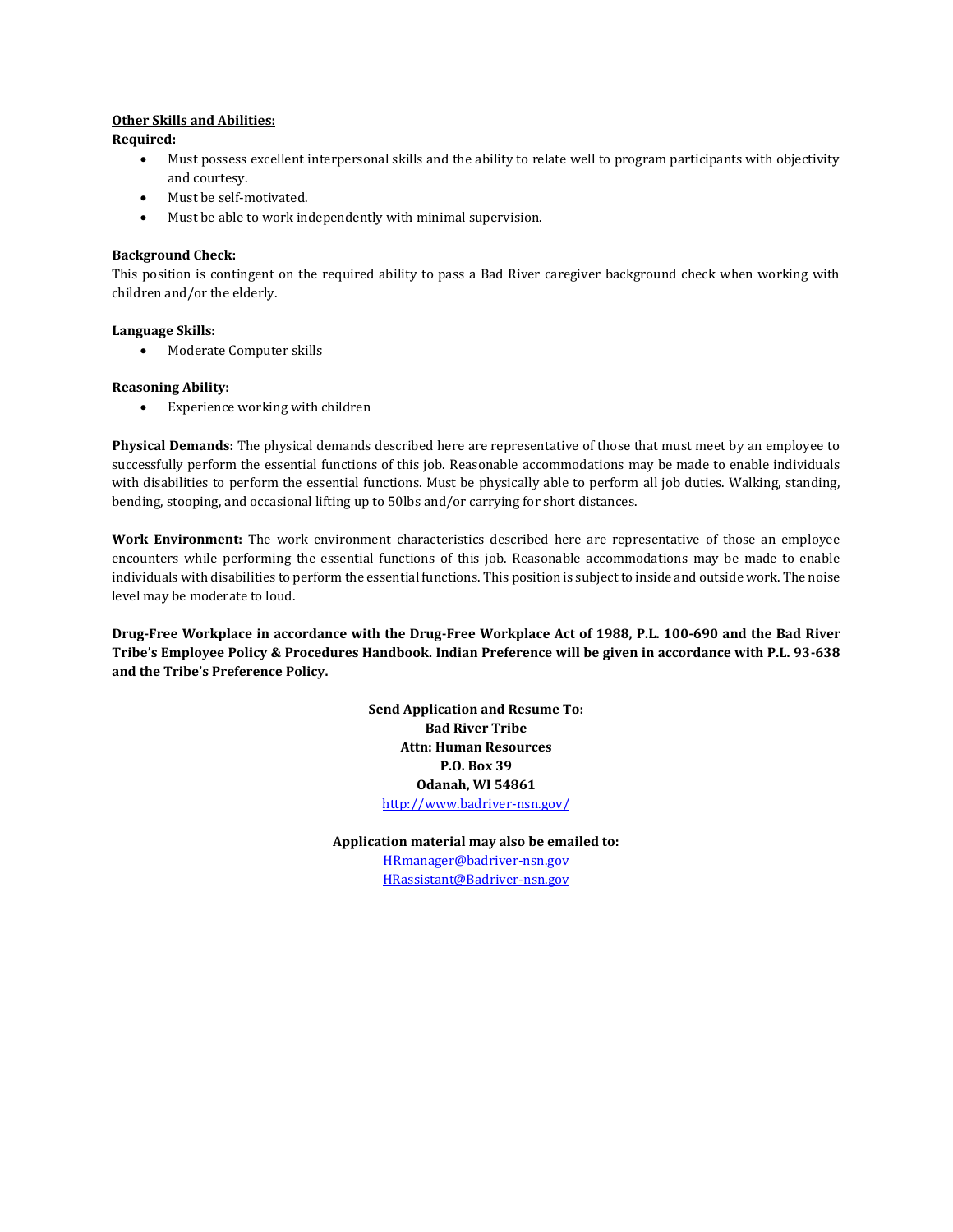**Other Skills and Abilities:**

**Required:**

- Must possess excellent interpersonal skills and the ability to relate well to program participants with objectivity and courtesy.
- Must be self-motivated.
- Must be able to work independently with minimal supervision.

**Background Check:**

This position is contingent on the required ability to pass a Bad River caregiver background check when working with children and/or the elderly.

**Language Skills:**

- Moderate Computer skills

**Reasoning Ability:**

- Experience working with children

**Physical Demands:** The physical demands described here are representative of those that must meet by an employee to successfully perform the essential functions of this job. Reasonable accommodations may be made to enable individuals with disabilities to perform the essential functions. Must be physically able to perform all job duties. Walking, standing, bending, stooping, and occasional lifting up to 50lbs and/or carrying for short distances.

**Work Environment:** The work environment characteristics described here are representative of those an employee encounters while performing the essential functions of this job. Reasonable accommodations may be made to enable individuals with disabilities to perform the essential functions. This position is subject to inside and outside work. The noise level may be moderate to loud.

**Drug-Free Workplace in accordance with the Drug-Free Workplace Act of 1988, P.L. 100-690 and the Bad River Tribe's Employee Policy & Procedures Handbook. Indian Preference will be given in accordance with P.L. 93-638 and the Tribe's Preference Policy.**

**Send Application and Resume To:**
**Bad River Tribe**
**Attn: Human Resources**
**P.O. Box 39**
**Odanah, WI 54861**
http://www.badriver-nsn.gov/

**Application material may also be emailed to:**
HRmanager@badriver-nsn.gov
HRassistant@Badriver-nsn.gov